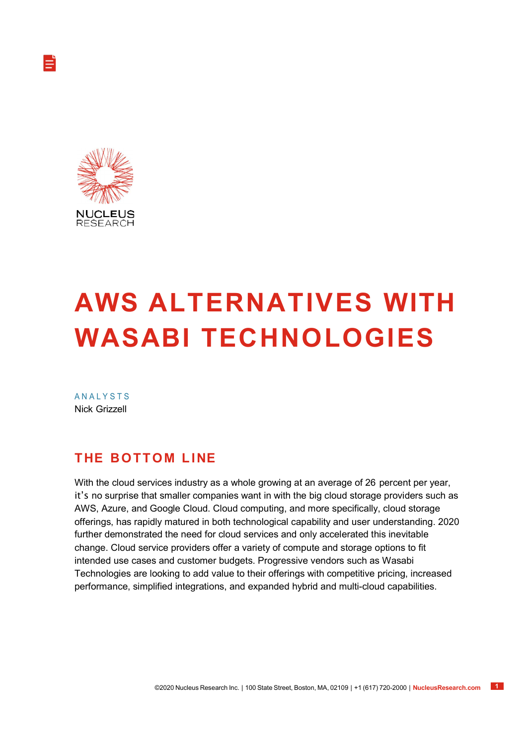# AWS ALTERNATIVES WITH WASABI TECHNOLOGIES

ANALYSTS
Nick Grizzell

## THE BOTTOM LINE

With the cloud services industry as a whole growing at an average of 26 percent per year, it's no surprise that smaller companies want in with the big cloud storage providers such as AWS, Azure, and Google Cloud. Cloud computing, and more specifically, cloud storage offerings, has rapidly matured in both technological capability and user understanding. 2020 further demonstrated the need for cloud services and only accelerated this inevitable change. Cloud service providers offer a variety of compute and storage options to fit intended use cases and customer budgets. Progressive vendors such as Wasabi Technologies are looking to add value to their offerings with competitive pricing, increased performance, simplified integrations, and expanded hybrid and multi-cloud capabilities.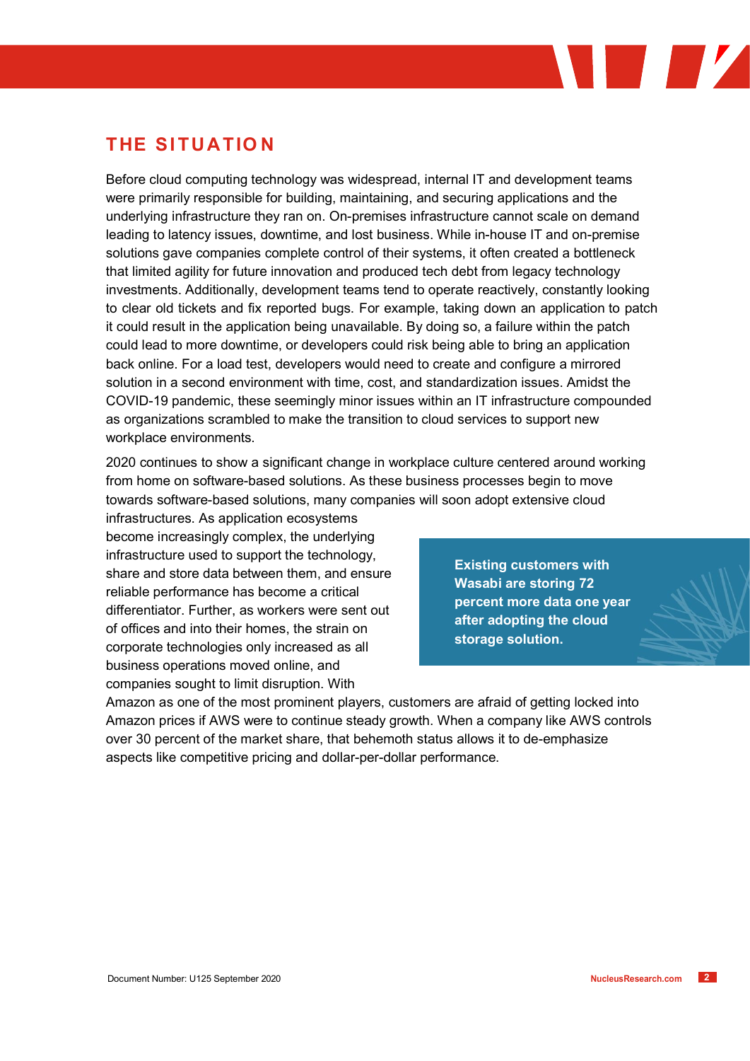## THE SITUATION

Before cloud computing technology was widespread, internal IT and development teams were primarily responsible for building, maintaining, and securing applications and the underlying infrastructure they ran on. On-premises infrastructure cannot scale on demand leading to latency issues, downtime, and lost business. While in-house IT and on-premise solutions gave companies complete control of their systems, it often created a bottleneck that limited agility for future innovation and produced tech debt from legacy technology investments. Additionally, development teams tend to operate reactively, constantly looking to clear old tickets and fix reported bugs. For example, taking down an application to patch it could result in the application being unavailable. By doing so, a failure within the patch could lead to more downtime, or developers could risk being able to bring an application back online. For a load test, developers would need to create and configure a mirrored solution in a second environment with time, cost, and standardization issues. Amidst the COVID-19 pandemic, these seemingly minor issues within an IT infrastructure compounded as organizations scrambled to make the transition to cloud services to support new workplace environments.

2020 continues to show a significant change in workplace culture centered around working from home on software-based solutions. As these business processes begin to move towards software-based solutions, many companies will soon adopt extensive cloud infrastructures. As application ecosystems become increasingly complex, the underlying infrastructure used to support the technology, share and store data between them, and ensure reliable performance has become a critical differentiator. Further, as workers were sent out of offices and into their homes, the strain on corporate technologies only increased as all business operations moved online, and companies sought to limit disruption. With Amazon as one of the most prominent players, customers are afraid of getting locked into Amazon prices if AWS were to continue steady growth. When a company like AWS controls over 30 percent of the market share, that behemoth status allows it to de-emphasize aspects like competitive pricing and dollar-per-dollar performance.

**Existing customers with Wasabi are storing 72 percent more data one year after adopting the cloud storage solution.**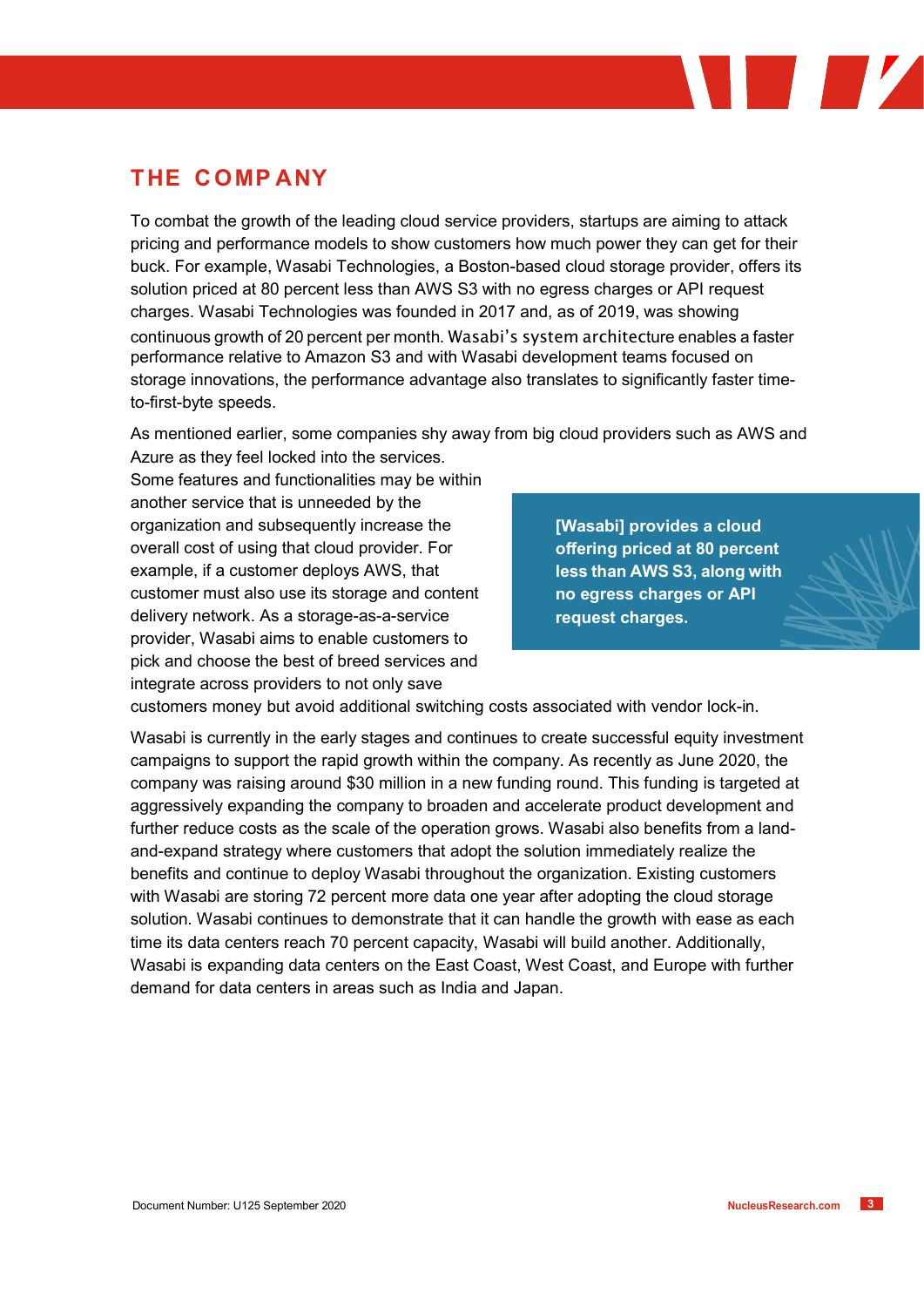## THE COMPANY

To combat the growth of the leading cloud service providers, startups are aiming to attack pricing and performance models to show customers how much power they can get for their buck. For example, Wasabi Technologies, a Boston-based cloud storage provider, offers its solution priced at 80 percent less than AWS S3 with no egress charges or API request charges. Wasabi Technologies was founded in 2017 and, as of 2019, was showing continuous growth of 20 percent per month. Wasabi's system architecture enables a faster performance relative to Amazon S3 and with Wasabi development teams focused on storage innovations, the performance advantage also translates to significantly faster time-to-first-byte speeds.

As mentioned earlier, some companies shy away from big cloud providers such as AWS and Azure as they feel locked into the services. Some features and functionalities may be within another service that is unneeded by the organization and subsequently increase the overall cost of using that cloud provider. For example, if a customer deploys AWS, that customer must also use its storage and content delivery network. As a storage-as-a-service provider, Wasabi aims to enable customers to pick and choose the best of breed services and integrate across providers to not only save customers money but avoid additional switching costs associated with vendor lock-in.

> **[Wasabi] provides a cloud offering priced at 80 percent less than AWS S3, along with no egress charges or API request charges.**

Wasabi is currently in the early stages and continues to create successful equity investment campaigns to support the rapid growth within the company. As recently as June 2020, the company was raising around $30 million in a new funding round. This funding is targeted at aggressively expanding the company to broaden and accelerate product development and further reduce costs as the scale of the operation grows. Wasabi also benefits from a land-and-expand strategy where customers that adopt the solution immediately realize the benefits and continue to deploy Wasabi throughout the organization. Existing customers with Wasabi are storing 72 percent more data one year after adopting the cloud storage solution. Wasabi continues to demonstrate that it can handle the growth with ease as each time its data centers reach 70 percent capacity, Wasabi will build another. Additionally, Wasabi is expanding data centers on the East Coast, West Coast, and Europe with further demand for data centers in areas such as India and Japan.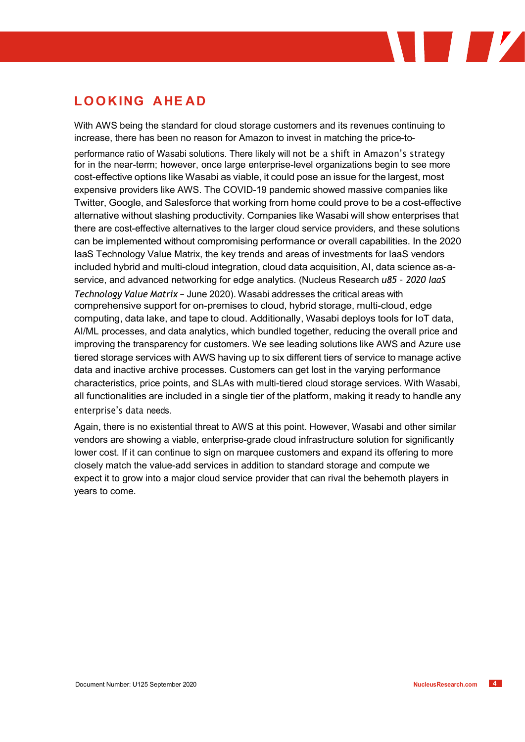## LOOKING AHEAD

With AWS being the standard for cloud storage customers and its revenues continuing to increase, there has been no reason for Amazon to invest in matching the price-to-performance ratio of Wasabi solutions. There likely will not be a shift in Amazon's strategy for in the near-term; however, once large enterprise-level organizations begin to see more cost-effective options like Wasabi as viable, it could pose an issue for the largest, most expensive providers like AWS. The COVID-19 pandemic showed massive companies like Twitter, Google, and Salesforce that working from home could prove to be a cost-effective alternative without slashing productivity. Companies like Wasabi will show enterprises that there are cost-effective alternatives to the larger cloud service providers, and these solutions can be implemented without compromising performance or overall capabilities. In the 2020 IaaS Technology Value Matrix, the key trends and areas of investments for IaaS vendors included hybrid and multi-cloud integration, cloud data acquisition, AI, data science as-a-service, and advanced networking for edge analytics. (Nucleus Research *u85 - 2020 IaaS Technology Value Matrix* – June 2020). Wasabi addresses the critical areas with comprehensive support for on-premises to cloud, hybrid storage, multi-cloud, edge computing, data lake, and tape to cloud. Additionally, Wasabi deploys tools for IoT data, AI/ML processes, and data analytics, which bundled together, reducing the overall price and improving the transparency for customers. We see leading solutions like AWS and Azure use tiered storage services with AWS having up to six different tiers of service to manage active data and inactive archive processes. Customers can get lost in the varying performance characteristics, price points, and SLAs with multi-tiered cloud storage services. With Wasabi, all functionalities are included in a single tier of the platform, making it ready to handle any enterprise's data needs.

Again, there is no existential threat to AWS at this point. However, Wasabi and other similar vendors are showing a viable, enterprise-grade cloud infrastructure solution for significantly lower cost. If it can continue to sign on marquee customers and expand its offering to more closely match the value-add services in addition to standard storage and compute we expect it to grow into a major cloud service provider that can rival the behemoth players in years to come.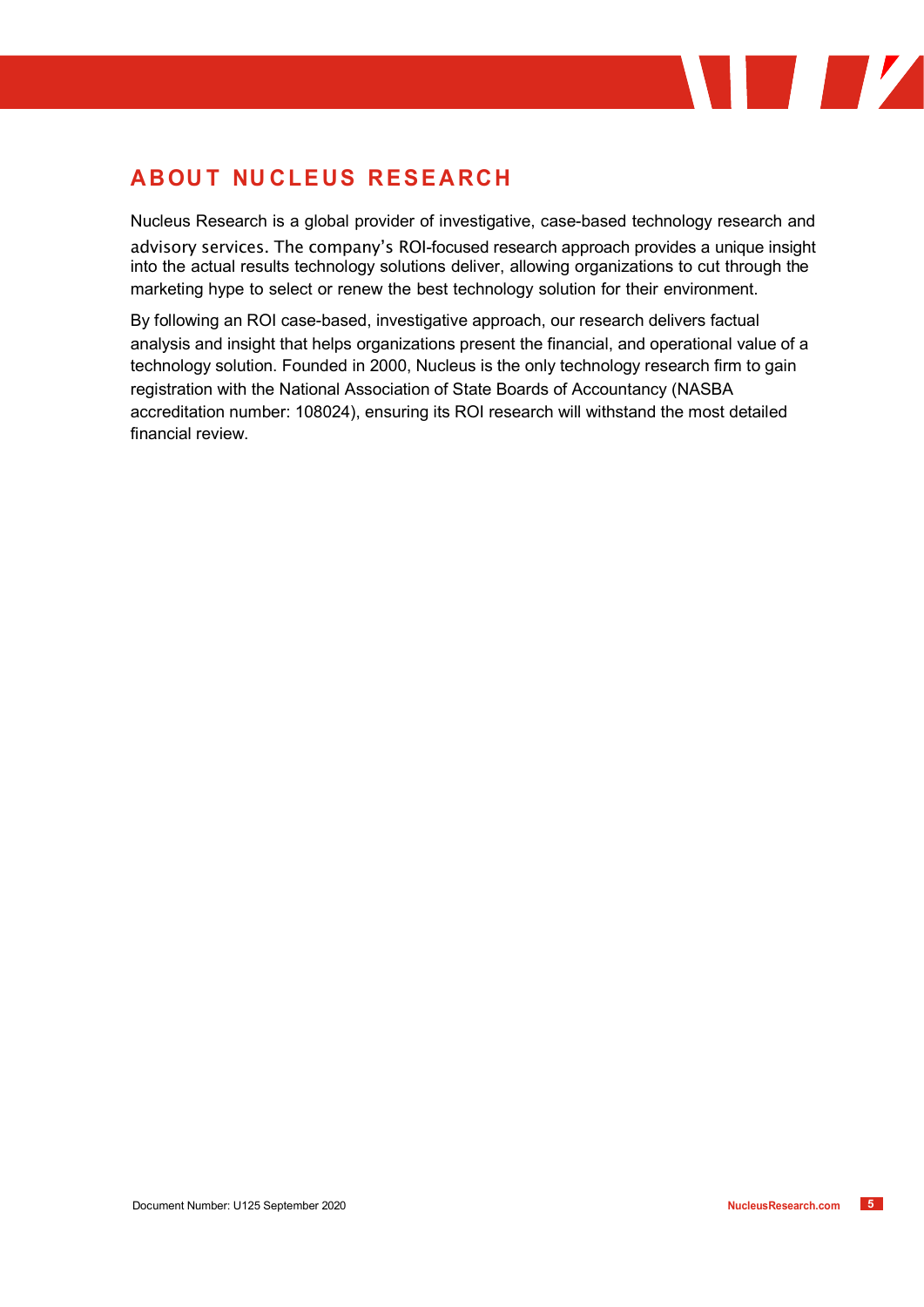## ABOUT NUCLEUS RESEARCH

Nucleus Research is a global provider of investigative, case-based technology research and advisory services. The company's ROI-focused research approach provides a unique insight into the actual results technology solutions deliver, allowing organizations to cut through the marketing hype to select or renew the best technology solution for their environment.

By following an ROI case-based, investigative approach, our research delivers factual analysis and insight that helps organizations present the financial, and operational value of a technology solution. Founded in 2000, Nucleus is the only technology research firm to gain registration with the National Association of State Boards of Accountancy (NASBA accreditation number: 108024), ensuring its ROI research will withstand the most detailed financial review.